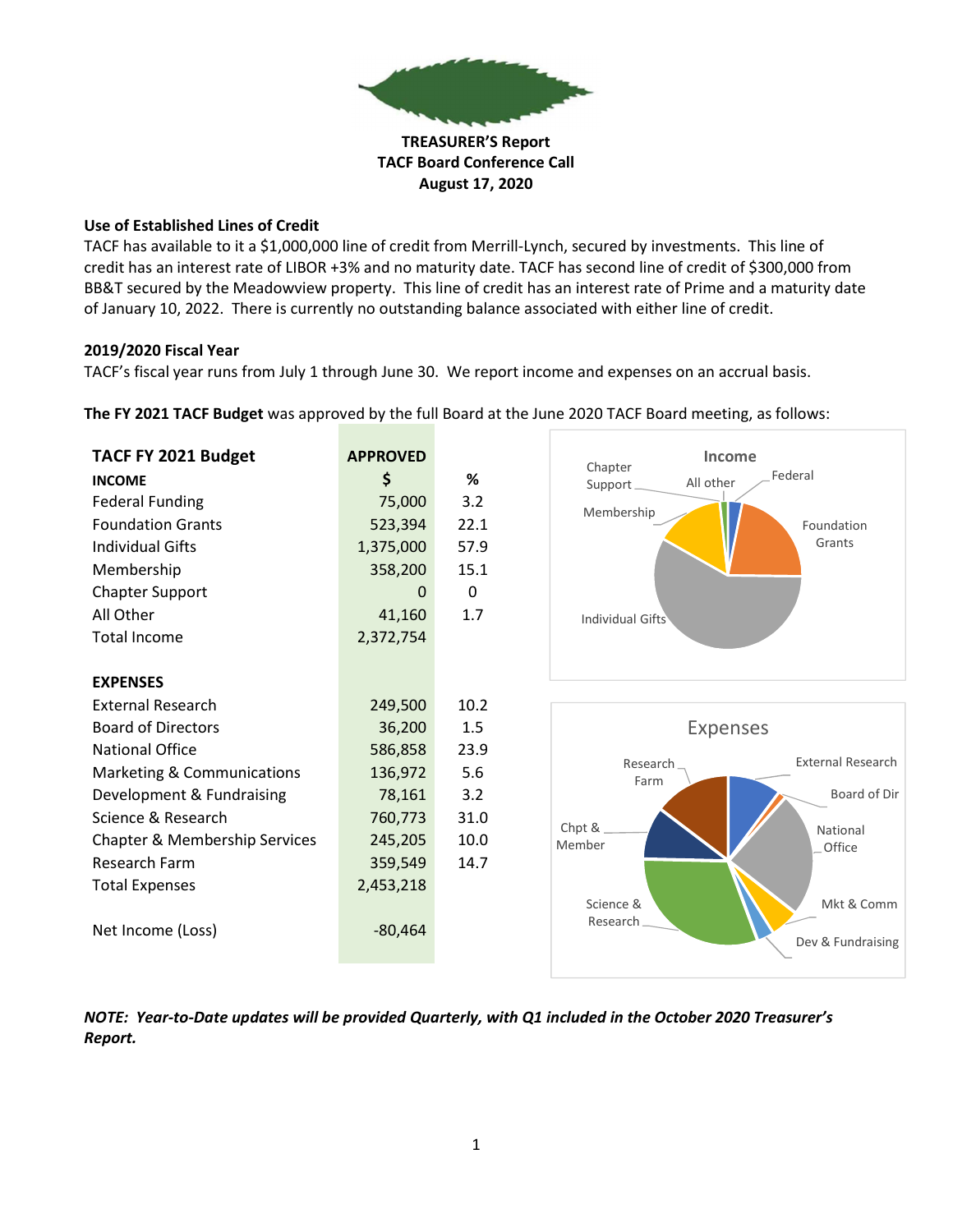**TREASURER'S Report**
**TACF Board Conference Call**
**August 17, 2020**

**Use of Established Lines of Credit**

TACF has available to it a $1,000,000 line of credit from Merrill-Lynch, secured by investments. This line of credit has an interest rate of LIBOR +3% and no maturity date. TACF has second line of credit of $300,000 from BB&T secured by the Meadowview property. This line of credit has an interest rate of Prime and a maturity date of January 10, 2022. There is currently no outstanding balance associated with either line of credit.

**2019/2020 Fiscal Year**

TACF's fiscal year runs from July 1 through June 30. We report income and expenses on an accrual basis.

**The FY 2021 TACF Budget** was approved by the full Board at the June 2020 TACF Board meeting, as follows:

| TACF FY 2021 Budget | APPROVED | |
|---|---|---|
| **INCOME** | **$** | **%** |
| Federal Funding | 75,000 | 3.2 |
| Foundation Grants | 523,394 | 22.1 |
| Individual Gifts | 1,375,000 | 57.9 |
| Membership | 358,200 | 15.1 |
| Chapter Support | 0 | 0 |
| All Other | 41,160 | 1.7 |
| Total Income | 2,372,754 | |
| | | |
| **EXPENSES** | | |
| External Research | 249,500 | 10.2 |
| Board of Directors | 36,200 | 1.5 |
| National Office | 586,858 | 23.9 |
| Marketing & Communications | 136,972 | 5.6 |
| Development & Fundraising | 78,161 | 3.2 |
| Science & Research | 760,773 | 31.0 |
| Chapter & Membership Services | 245,205 | 10.0 |
| Research Farm | 359,549 | 14.7 |
| Total Expenses | 2,453,218 | |
| | | |
| Net Income (Loss) | -80,464 | |

***NOTE: Year-to-Date updates will be provided Quarterly, with Q1 included in the October 2020 Treasurer's Report.***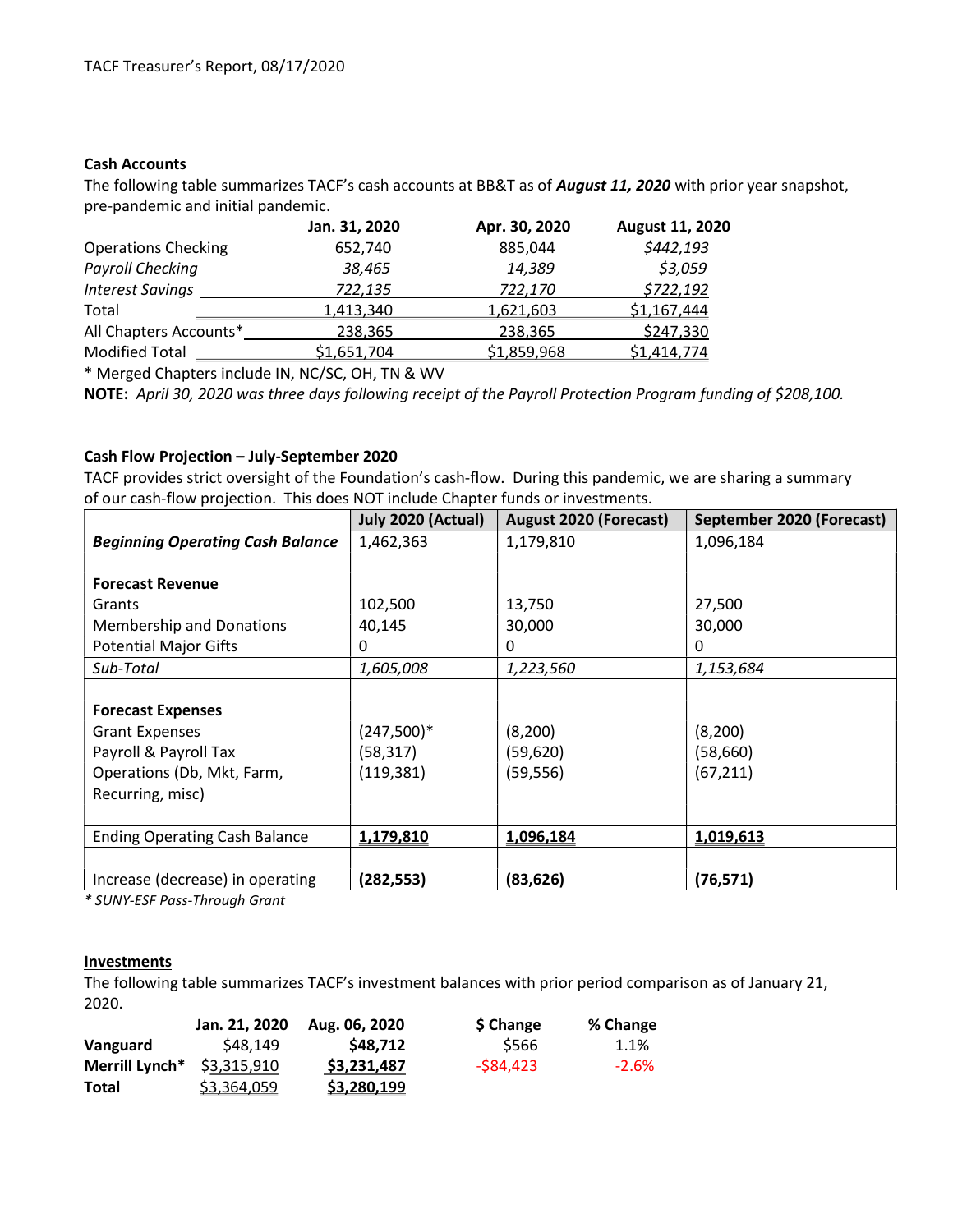TACF Treasurer's Report, 08/17/2020

**Cash Accounts**

The following table summarizes TACF's cash accounts at BB&T as of ***August 11, 2020*** with prior year snapshot, pre-pandemic and initial pandemic.

| | Jan. 31, 2020 | Apr. 30, 2020 | August 11, 2020 |
|---|---|---|---|
| Operations Checking | 652,740 | 885,044 | *$442,193* |
| *Payroll Checking* | *38,465* | *14,389* | *$3,059* |
| *Interest Savings* | *722,135* | *722,170* | *$722,192* |
| Total | 1,413,340 | 1,621,603 | $1,167,444 |
| All Chapters Accounts* | 238,365 | 238,365 | $247,330 |
| Modified Total | $1,651,704 | $1,859,968 | $1,414,774 |

\* Merged Chapters include IN, NC/SC, OH, TN & WV

**NOTE:** *April 30, 2020 was three days following receipt of the Payroll Protection Program funding of $208,100.*

**Cash Flow Projection – July-September 2020**

TACF provides strict oversight of the Foundation's cash-flow. During this pandemic, we are sharing a summary of our cash-flow projection. This does NOT include Chapter funds or investments.

| | July 2020 (Actual) | August 2020 (Forecast) | September 2020 (Forecast) |
|---|---|---|---|
| ***Beginning Operating Cash Balance*** | 1,462,363 | 1,179,810 | 1,096,184 |
| **Forecast Revenue** | | | |
| Grants | 102,500 | 13,750 | 27,500 |
| Membership and Donations | 40,145 | 30,000 | 30,000 |
| Potential Major Gifts | 0 | 0 | 0 |
| *Sub-Total* | *1,605,008* | *1,223,560* | *1,153,684* |
| **Forecast Expenses** | | | |
| Grant Expenses | (247,500)* | (8,200) | (8,200) |
| Payroll & Payroll Tax | (58,317) | (59,620) | (58,660) |
| Operations (Db, Mkt, Farm, Recurring, misc) | (119,381) | (59,556) | (67,211) |
| Ending Operating Cash Balance | **1,179,810** | **1,096,184** | **1,019,613** |
| Increase (decrease) in operating | **(282,553)** | **(83,626)** | **(76,571)** |

*\* SUNY-ESF Pass-Through Grant*

**Investments**

The following table summarizes TACF's investment balances with prior period comparison as of January 21, 2020.

| | Jan. 21, 2020 | Aug. 06, 2020 | $ Change | % Change |
|---|---|---|---|---|
| **Vanguard** | $48,149 | **$48,712** | $566 | 1.1% |
| **Merrill Lynch*** | $3,315,910 | **$3,231,487** | -$84,423 | -2.6% |
| **Total** | $3,364,059 | **$3,280,199** | | |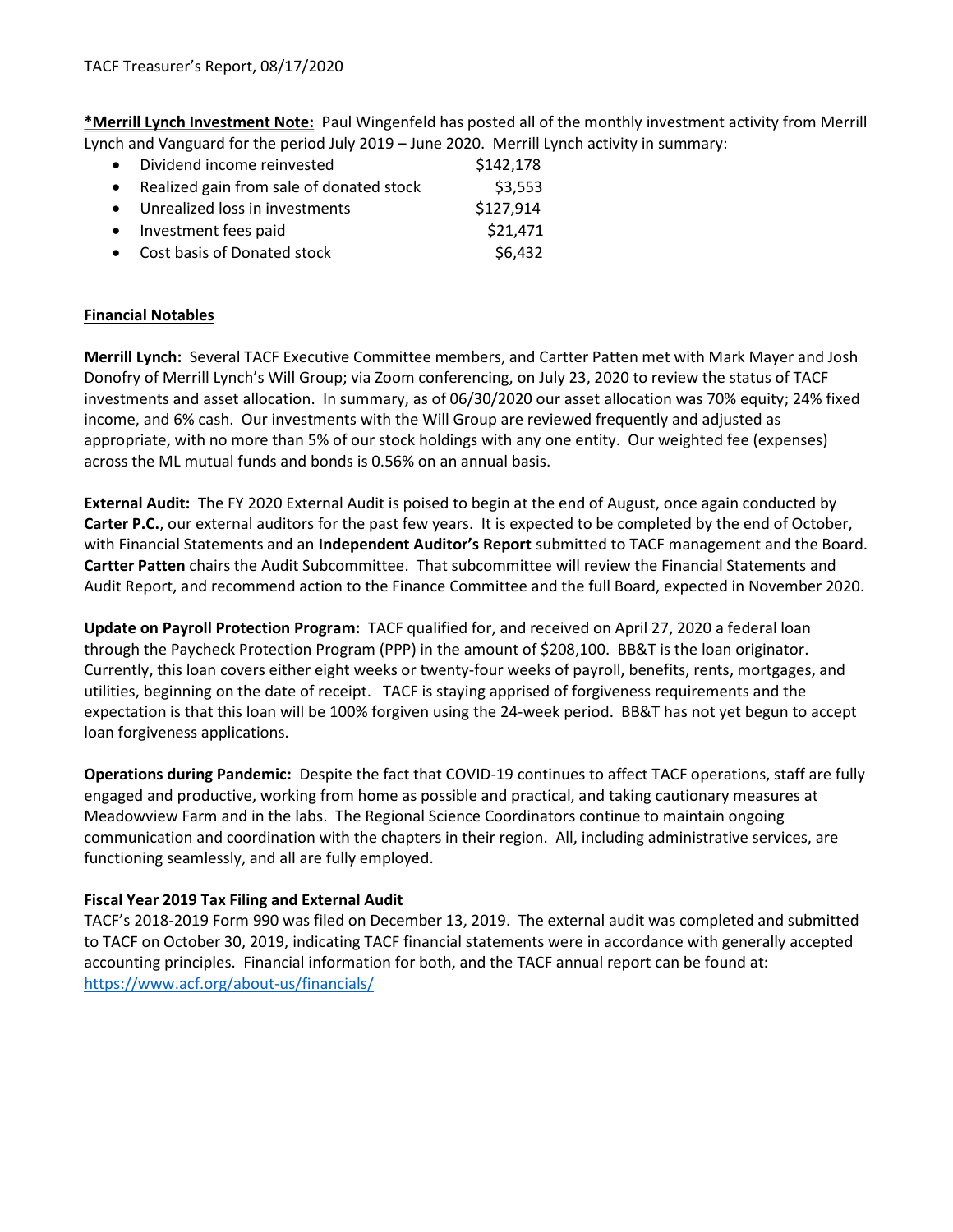TACF Treasurer's Report, 08/17/2020

**<u>*Merrill Lynch Investment Note:</u>** Paul Wingenfeld has posted all of the monthly investment activity from Merrill Lynch and Vanguard for the period July 2019 – June 2020. Merrill Lynch activity in summary:

| | |
|---|---|
| • Dividend income reinvested | $142,178 |
| • Realized gain from sale of donated stock | $3,553 |
| • Unrealized loss in investments | $127,914 |
| • Investment fees paid | $21,471 |
| • Cost basis of Donated stock | $6,432 |

## <u>Financial Notables</u>

**Merrill Lynch:** Several TACF Executive Committee members, and Cartter Patten met with Mark Mayer and Josh Donofry of Merrill Lynch's Will Group; via Zoom conferencing, on July 23, 2020 to review the status of TACF investments and asset allocation. In summary, as of 06/30/2020 our asset allocation was 70% equity; 24% fixed income, and 6% cash. Our investments with the Will Group are reviewed frequently and adjusted as appropriate, with no more than 5% of our stock holdings with any one entity. Our weighted fee (expenses) across the ML mutual funds and bonds is 0.56% on an annual basis.

**External Audit:** The FY 2020 External Audit is poised to begin at the end of August, once again conducted by **Carter P.C.**, our external auditors for the past few years. It is expected to be completed by the end of October, with Financial Statements and an **Independent Auditor's Report** submitted to TACF management and the Board. **Cartter Patten** chairs the Audit Subcommittee. That subcommittee will review the Financial Statements and Audit Report, and recommend action to the Finance Committee and the full Board, expected in November 2020.

**Update on Payroll Protection Program:** TACF qualified for, and received on April 27, 2020 a federal loan through the Paycheck Protection Program (PPP) in the amount of $208,100. BB&T is the loan originator. Currently, this loan covers either eight weeks or twenty-four weeks of payroll, benefits, rents, mortgages, and utilities, beginning on the date of receipt. TACF is staying apprised of forgiveness requirements and the expectation is that this loan will be 100% forgiven using the 24-week period. BB&T has not yet begun to accept loan forgiveness applications.

**Operations during Pandemic:** Despite the fact that COVID-19 continues to affect TACF operations, staff are fully engaged and productive, working from home as possible and practical, and taking cautionary measures at Meadowview Farm and in the labs. The Regional Science Coordinators continue to maintain ongoing communication and coordination with the chapters in their region. All, including administrative services, are functioning seamlessly, and all are fully employed.

**Fiscal Year 2019 Tax Filing and External Audit**

TACF's 2018-2019 Form 990 was filed on December 13, 2019. The external audit was completed and submitted to TACF on October 30, 2019, indicating TACF financial statements were in accordance with generally accepted accounting principles. Financial information for both, and the TACF annual report can be found at: https://www.acf.org/about-us/financials/